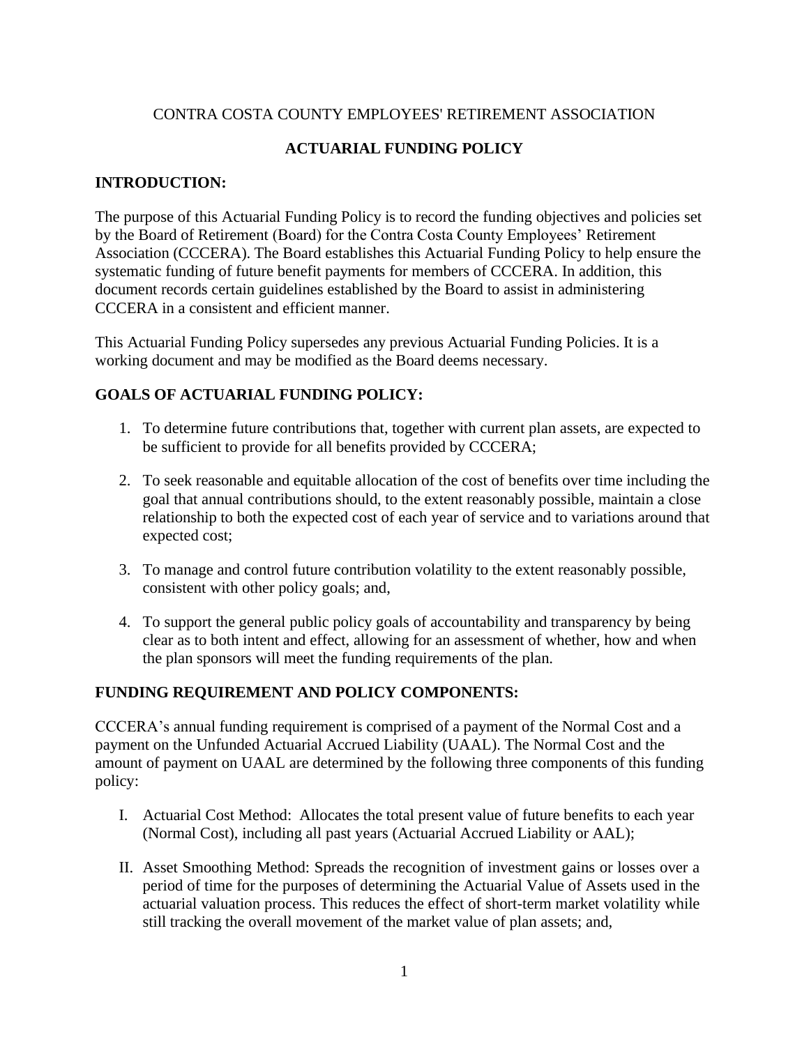CONTRA COSTA COUNTY EMPLOYEES' RETIREMENT ASSOCIATION

# ACTUARIAL FUNDING POLICY

## INTRODUCTION:

The purpose of this Actuarial Funding Policy is to record the funding objectives and policies set by the Board of Retirement (Board) for the Contra Costa County Employees' Retirement Association (CCCERA). The Board establishes this Actuarial Funding Policy to help ensure the systematic funding of future benefit payments for members of CCCERA. In addition, this document records certain guidelines established by the Board to assist in administering CCCERA in a consistent and efficient manner.

This Actuarial Funding Policy supersedes any previous Actuarial Funding Policies. It is a working document and may be modified as the Board deems necessary.

## GOALS OF ACTUARIAL FUNDING POLICY:

1. To determine future contributions that, together with current plan assets, are expected to be sufficient to provide for all benefits provided by CCCERA;

2. To seek reasonable and equitable allocation of the cost of benefits over time including the goal that annual contributions should, to the extent reasonably possible, maintain a close relationship to both the expected cost of each year of service and to variations around that expected cost;

3. To manage and control future contribution volatility to the extent reasonably possible, consistent with other policy goals; and,

4. To support the general public policy goals of accountability and transparency by being clear as to both intent and effect, allowing for an assessment of whether, how and when the plan sponsors will meet the funding requirements of the plan.

## FUNDING REQUIREMENT AND POLICY COMPONENTS:

CCCERA's annual funding requirement is comprised of a payment of the Normal Cost and a payment on the Unfunded Actuarial Accrued Liability (UAAL). The Normal Cost and the amount of payment on UAAL are determined by the following three components of this funding policy:

I. Actuarial Cost Method: Allocates the total present value of future benefits to each year (Normal Cost), including all past years (Actuarial Accrued Liability or AAL);

II. Asset Smoothing Method: Spreads the recognition of investment gains or losses over a period of time for the purposes of determining the Actuarial Value of Assets used in the actuarial valuation process. This reduces the effect of short-term market volatility while still tracking the overall movement of the market value of plan assets; and,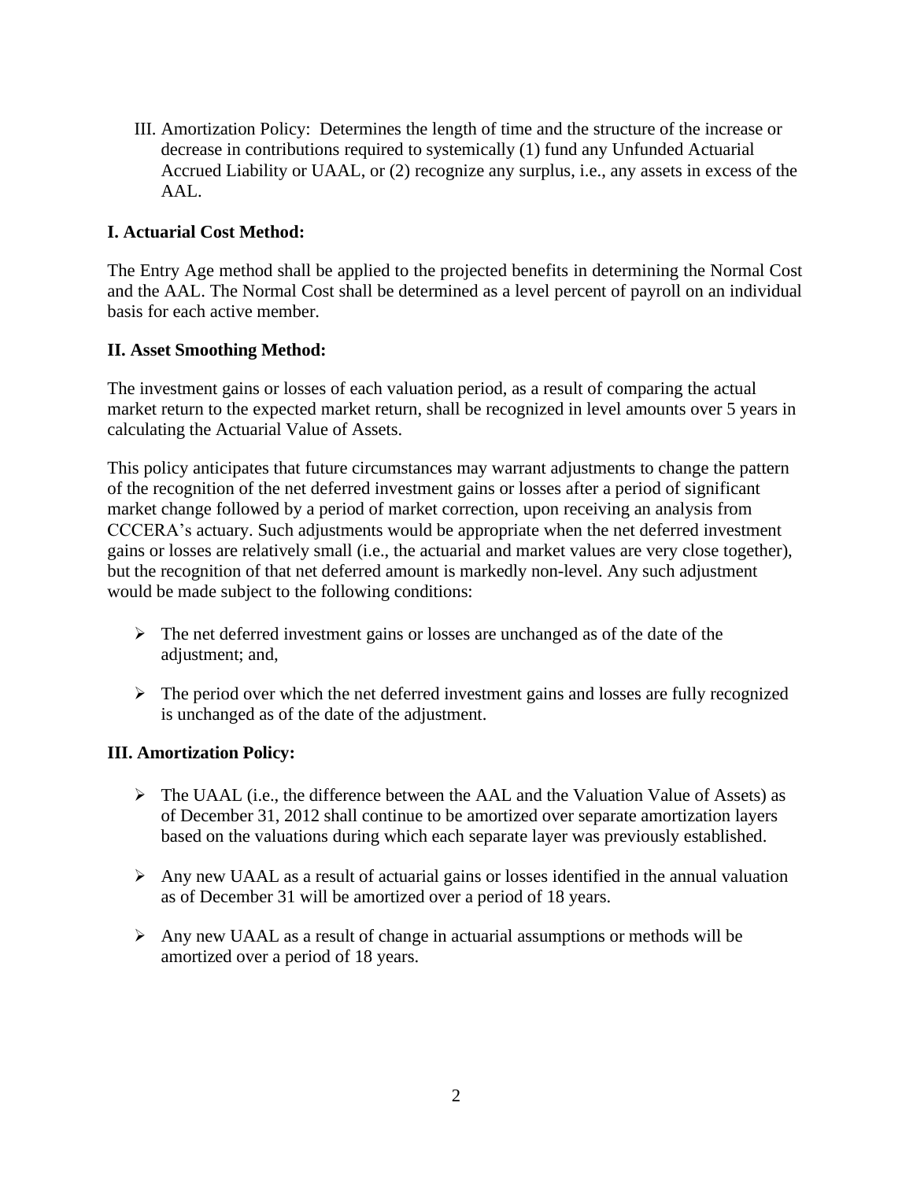III. Amortization Policy: Determines the length of time and the structure of the increase or decrease in contributions required to systemically (1) fund any Unfunded Actuarial Accrued Liability or UAAL, or (2) recognize any surplus, i.e., any assets in excess of the AAL.

## I. Actuarial Cost Method:

The Entry Age method shall be applied to the projected benefits in determining the Normal Cost and the AAL. The Normal Cost shall be determined as a level percent of payroll on an individual basis for each active member.

## II. Asset Smoothing Method:

The investment gains or losses of each valuation period, as a result of comparing the actual market return to the expected market return, shall be recognized in level amounts over 5 years in calculating the Actuarial Value of Assets.

This policy anticipates that future circumstances may warrant adjustments to change the pattern of the recognition of the net deferred investment gains or losses after a period of significant market change followed by a period of market correction, upon receiving an analysis from CCCERA's actuary. Such adjustments would be appropriate when the net deferred investment gains or losses are relatively small (i.e., the actuarial and market values are very close together), but the recognition of that net deferred amount is markedly non-level. Any such adjustment would be made subject to the following conditions:

- The net deferred investment gains or losses are unchanged as of the date of the adjustment; and,
- The period over which the net deferred investment gains and losses are fully recognized is unchanged as of the date of the adjustment.

## III. Amortization Policy:

- The UAAL (i.e., the difference between the AAL and the Valuation Value of Assets) as of December 31, 2012 shall continue to be amortized over separate amortization layers based on the valuations during which each separate layer was previously established.
- Any new UAAL as a result of actuarial gains or losses identified in the annual valuation as of December 31 will be amortized over a period of 18 years.
- Any new UAAL as a result of change in actuarial assumptions or methods will be amortized over a period of 18 years.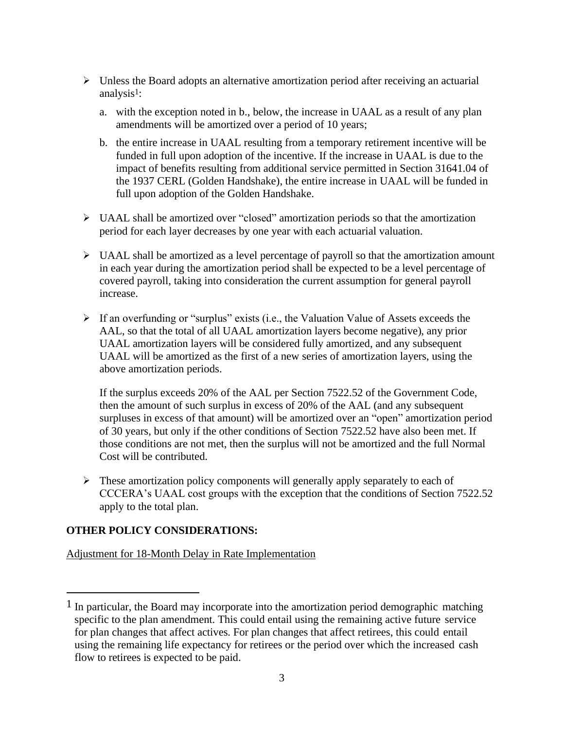- Unless the Board adopts an alternative amortization period after receiving an actuarial analysis[1]:

  a. with the exception noted in b., below, the increase in UAAL as a result of any plan amendments will be amortized over a period of 10 years;

  b. the entire increase in UAAL resulting from a temporary retirement incentive will be funded in full upon adoption of the incentive. If the increase in UAAL is due to the impact of benefits resulting from additional service permitted in Section 31641.04 of the 1937 CERL (Golden Handshake), the entire increase in UAAL will be funded in full upon adoption of the Golden Handshake.

- UAAL shall be amortized over "closed" amortization periods so that the amortization period for each layer decreases by one year with each actuarial valuation.

- UAAL shall be amortized as a level percentage of payroll so that the amortization amount in each year during the amortization period shall be expected to be a level percentage of covered payroll, taking into consideration the current assumption for general payroll increase.

- If an overfunding or "surplus" exists (i.e., the Valuation Value of Assets exceeds the AAL, so that the total of all UAAL amortization layers become negative), any prior UAAL amortization layers will be considered fully amortized, and any subsequent UAAL will be amortized as the first of a new series of amortization layers, using the above amortization periods.

  If the surplus exceeds 20% of the AAL per Section 7522.52 of the Government Code, then the amount of such surplus in excess of 20% of the AAL (and any subsequent surpluses in excess of that amount) will be amortized over an "open" amortization period of 30 years, but only if the other conditions of Section 7522.52 have also been met. If those conditions are not met, then the surplus will not be amortized and the full Normal Cost will be contributed.

- These amortization policy components will generally apply separately to each of CCCERA's UAAL cost groups with the exception that the conditions of Section 7522.52 apply to the total plan.

**OTHER POLICY CONSIDERATIONS:**

Adjustment for 18-Month Delay in Rate Implementation

[1] In particular, the Board may incorporate into the amortization period demographic matching specific to the plan amendment. This could entail using the remaining active future service for plan changes that affect actives. For plan changes that affect retirees, this could entail using the remaining life expectancy for retirees or the period over which the increased cash flow to retirees is expected to be paid.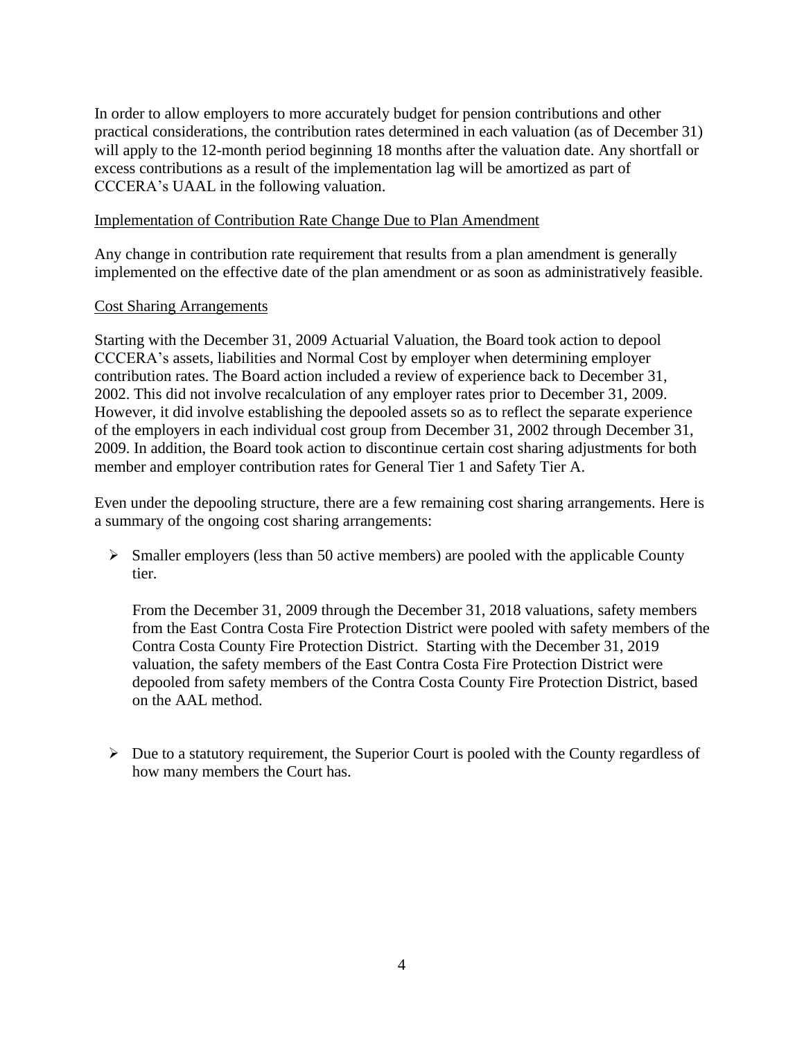In order to allow employers to more accurately budget for pension contributions and other practical considerations, the contribution rates determined in each valuation (as of December 31) will apply to the 12-month period beginning 18 months after the valuation date. Any shortfall or excess contributions as a result of the implementation lag will be amortized as part of CCCERA's UAAL in the following valuation.

<u>Implementation of Contribution Rate Change Due to Plan Amendment</u>

Any change in contribution rate requirement that results from a plan amendment is generally implemented on the effective date of the plan amendment or as soon as administratively feasible.

<u>Cost Sharing Arrangements</u>

Starting with the December 31, 2009 Actuarial Valuation, the Board took action to depool CCCERA's assets, liabilities and Normal Cost by employer when determining employer contribution rates. The Board action included a review of experience back to December 31, 2002. This did not involve recalculation of any employer rates prior to December 31, 2009. However, it did involve establishing the depooled assets so as to reflect the separate experience of the employers in each individual cost group from December 31, 2002 through December 31, 2009. In addition, the Board took action to discontinue certain cost sharing adjustments for both member and employer contribution rates for General Tier 1 and Safety Tier A.

Even under the depooling structure, there are a few remaining cost sharing arrangements. Here is a summary of the ongoing cost sharing arrangements:

- Smaller employers (less than 50 active members) are pooled with the applicable County tier.

  From the December 31, 2009 through the December 31, 2018 valuations, safety members from the East Contra Costa Fire Protection District were pooled with safety members of the Contra Costa County Fire Protection District. Starting with the December 31, 2019 valuation, the safety members of the East Contra Costa Fire Protection District were depooled from safety members of the Contra Costa County Fire Protection District, based on the AAL method.

- Due to a statutory requirement, the Superior Court is pooled with the County regardless of how many members the Court has.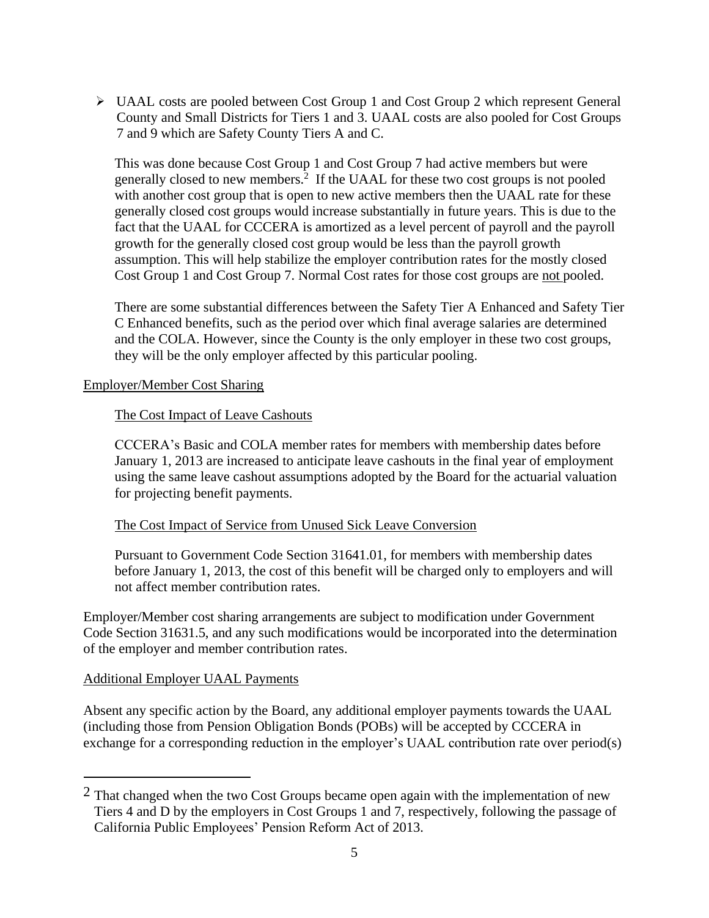- UAAL costs are pooled between Cost Group 1 and Cost Group 2 which represent General County and Small Districts for Tiers 1 and 3. UAAL costs are also pooled for Cost Groups 7 and 9 which are Safety County Tiers A and C.

  This was done because Cost Group 1 and Cost Group 7 had active members but were generally closed to new members.[2] If the UAAL for these two cost groups is not pooled with another cost group that is open to new active members then the UAAL rate for these generally closed cost groups would increase substantially in future years. This is due to the fact that the UAAL for CCCERA is amortized as a level percent of payroll and the payroll growth for the generally closed cost group would be less than the payroll growth assumption. This will help stabilize the employer contribution rates for the mostly closed Cost Group 1 and Cost Group 7. Normal Cost rates for those cost groups are <u>not</u> pooled.

  There are some substantial differences between the Safety Tier A Enhanced and Safety Tier C Enhanced benefits, such as the period over which final average salaries are determined and the COLA. However, since the County is the only employer in these two cost groups, they will be the only employer affected by this particular pooling.

<u>Employer/Member Cost Sharing</u>

<u>The Cost Impact of Leave Cashouts</u>

CCCERA's Basic and COLA member rates for members with membership dates before January 1, 2013 are increased to anticipate leave cashouts in the final year of employment using the same leave cashout assumptions adopted by the Board for the actuarial valuation for projecting benefit payments.

<u>The Cost Impact of Service from Unused Sick Leave Conversion</u>

Pursuant to Government Code Section 31641.01, for members with membership dates before January 1, 2013, the cost of this benefit will be charged only to employers and will not affect member contribution rates.

Employer/Member cost sharing arrangements are subject to modification under Government Code Section 31631.5, and any such modifications would be incorporated into the determination of the employer and member contribution rates.

<u>Additional Employer UAAL Payments</u>

Absent any specific action by the Board, any additional employer payments towards the UAAL (including those from Pension Obligation Bonds (POBs) will be accepted by CCCERA in exchange for a corresponding reduction in the employer's UAAL contribution rate over period(s)

---

[2] That changed when the two Cost Groups became open again with the implementation of new Tiers 4 and D by the employers in Cost Groups 1 and 7, respectively, following the passage of California Public Employees' Pension Reform Act of 2013.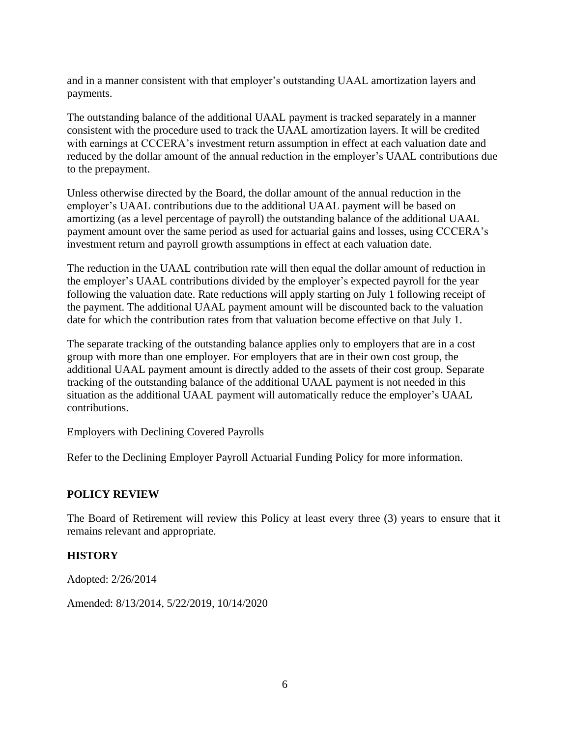and in a manner consistent with that employer's outstanding UAAL amortization layers and payments.

The outstanding balance of the additional UAAL payment is tracked separately in a manner consistent with the procedure used to track the UAAL amortization layers. It will be credited with earnings at CCCERA's investment return assumption in effect at each valuation date and reduced by the dollar amount of the annual reduction in the employer's UAAL contributions due to the prepayment.

Unless otherwise directed by the Board, the dollar amount of the annual reduction in the employer's UAAL contributions due to the additional UAAL payment will be based on amortizing (as a level percentage of payroll) the outstanding balance of the additional UAAL payment amount over the same period as used for actuarial gains and losses, using CCCERA's investment return and payroll growth assumptions in effect at each valuation date.

The reduction in the UAAL contribution rate will then equal the dollar amount of reduction in the employer's UAAL contributions divided by the employer's expected payroll for the year following the valuation date. Rate reductions will apply starting on July 1 following receipt of the payment. The additional UAAL payment amount will be discounted back to the valuation date for which the contribution rates from that valuation become effective on that July 1.

The separate tracking of the outstanding balance applies only to employers that are in a cost group with more than one employer. For employers that are in their own cost group, the additional UAAL payment amount is directly added to the assets of their cost group. Separate tracking of the outstanding balance of the additional UAAL payment is not needed in this situation as the additional UAAL payment will automatically reduce the employer's UAAL contributions.

<u>Employers with Declining Covered Payrolls</u>

Refer to the Declining Employer Payroll Actuarial Funding Policy for more information.

## POLICY REVIEW

The Board of Retirement will review this Policy at least every three (3) years to ensure that it remains relevant and appropriate.

## HISTORY

Adopted: 2/26/2014

Amended: 8/13/2014, 5/22/2019, 10/14/2020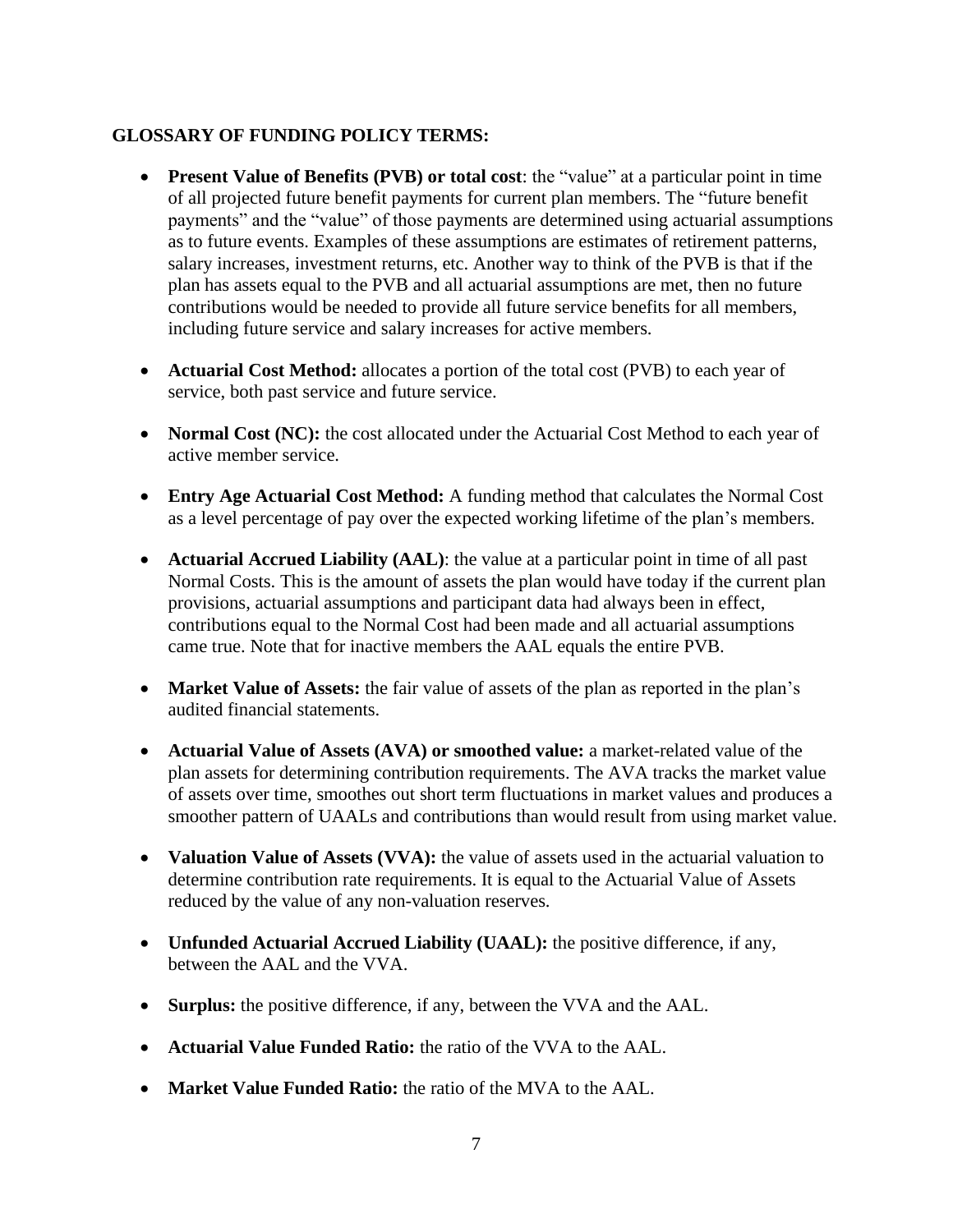**GLOSSARY OF FUNDING POLICY TERMS:**

- **Present Value of Benefits (PVB) or total cost**: the "value" at a particular point in time of all projected future benefit payments for current plan members. The "future benefit payments" and the "value" of those payments are determined using actuarial assumptions as to future events. Examples of these assumptions are estimates of retirement patterns, salary increases, investment returns, etc. Another way to think of the PVB is that if the plan has assets equal to the PVB and all actuarial assumptions are met, then no future contributions would be needed to provide all future service benefits for all members, including future service and salary increases for active members.

- **Actuarial Cost Method:** allocates a portion of the total cost (PVB) to each year of service, both past service and future service.

- **Normal Cost (NC):** the cost allocated under the Actuarial Cost Method to each year of active member service.

- **Entry Age Actuarial Cost Method:** A funding method that calculates the Normal Cost as a level percentage of pay over the expected working lifetime of the plan's members.

- **Actuarial Accrued Liability (AAL)**: the value at a particular point in time of all past Normal Costs. This is the amount of assets the plan would have today if the current plan provisions, actuarial assumptions and participant data had always been in effect, contributions equal to the Normal Cost had been made and all actuarial assumptions came true. Note that for inactive members the AAL equals the entire PVB.

- **Market Value of Assets:** the fair value of assets of the plan as reported in the plan's audited financial statements.

- **Actuarial Value of Assets (AVA) or smoothed value:** a market-related value of the plan assets for determining contribution requirements. The AVA tracks the market value of assets over time, smoothes out short term fluctuations in market values and produces a smoother pattern of UAALs and contributions than would result from using market value.

- **Valuation Value of Assets (VVA):** the value of assets used in the actuarial valuation to determine contribution rate requirements. It is equal to the Actuarial Value of Assets reduced by the value of any non-valuation reserves.

- **Unfunded Actuarial Accrued Liability (UAAL):** the positive difference, if any, between the AAL and the VVA.

- **Surplus:** the positive difference, if any, between the VVA and the AAL.

- **Actuarial Value Funded Ratio:** the ratio of the VVA to the AAL.

- **Market Value Funded Ratio:** the ratio of the MVA to the AAL.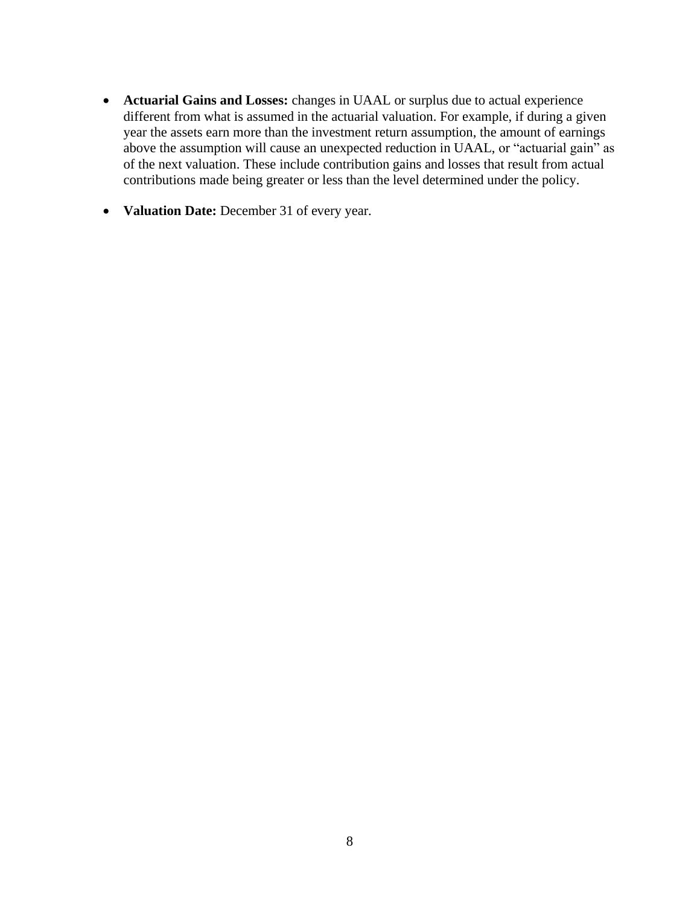- **Actuarial Gains and Losses:** changes in UAAL or surplus due to actual experience different from what is assumed in the actuarial valuation. For example, if during a given year the assets earn more than the investment return assumption, the amount of earnings above the assumption will cause an unexpected reduction in UAAL, or "actuarial gain" as of the next valuation. These include contribution gains and losses that result from actual contributions made being greater or less than the level determined under the policy.

- **Valuation Date:** December 31 of every year.